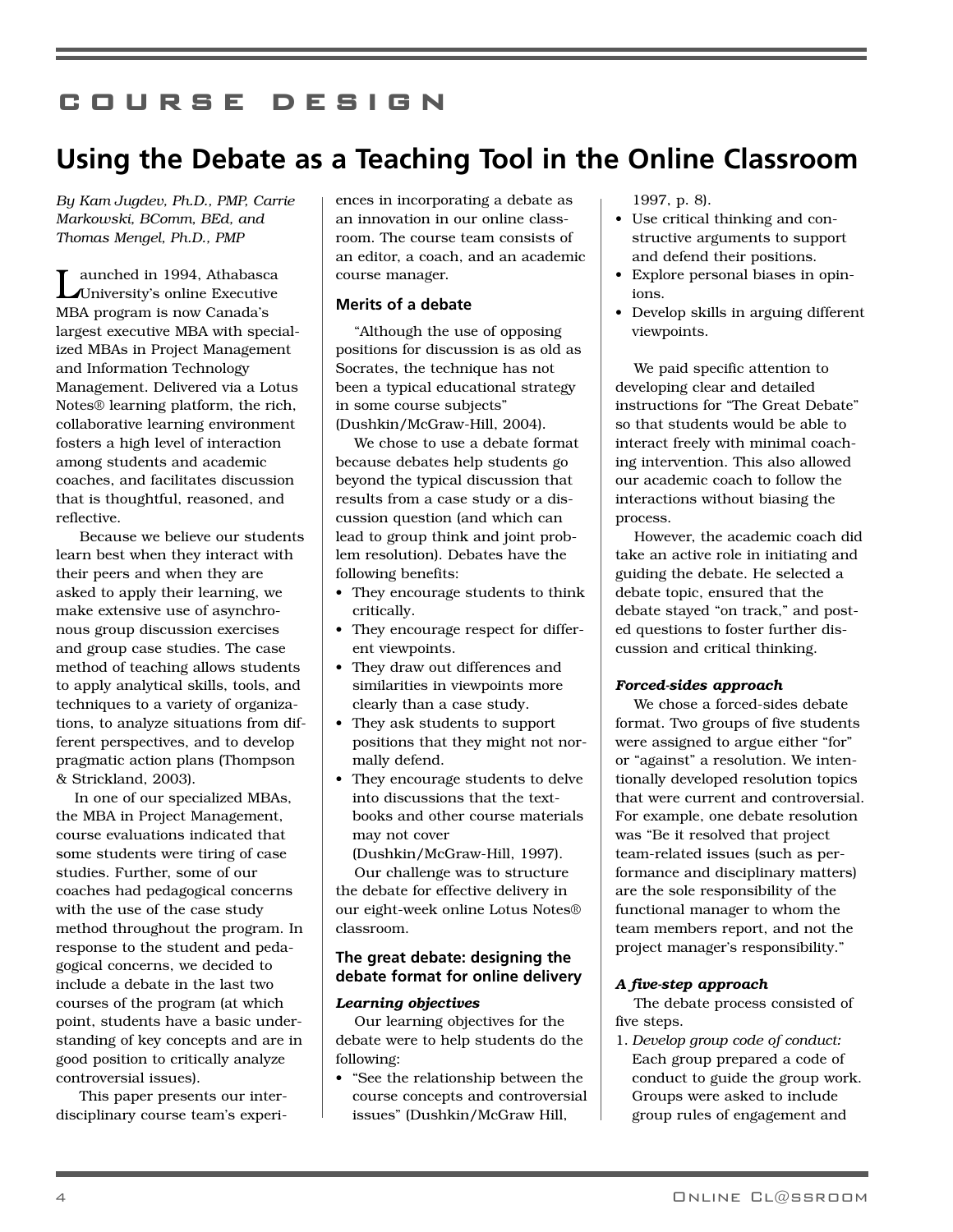# COURSE DESIGN

## Using the Debate as a Teaching Tool in the Online Classroom

*By Kam Jugdev, Ph.D., PMP, Carrie Markowski, BComm, BEd, and Thomas Mengel, Ph.D., PMP*

Launched in 1994, Athabasca University's online Executive MBA program is now Canada's largest executive MBA with specialized MBAs in Project Management and Information Technology Management. Delivered via a Lotus Notes® learning platform, the rich, collaborative learning environment fosters a high level of interaction among students and academic coaches, and facilitates discussion that is thoughtful, reasoned, and reflective.

Because we believe our students learn best when they interact with their peers and when they are asked to apply their learning, we make extensive use of asynchronous group discussion exercises and group case studies. The case method of teaching allows students to apply analytical skills, tools, and techniques to a variety of organizations, to analyze situations from different perspectives, and to develop pragmatic action plans (Thompson & Strickland, 2003).

In one of our specialized MBAs, the MBA in Project Management, course evaluations indicated that some students were tiring of case studies. Further, some of our coaches had pedagogical concerns with the use of the case study method throughout the program. In response to the student and pedagogical concerns, we decided to include a debate in the last two courses of the program (at which point, students have a basic understanding of key concepts and are in good position to critically analyze controversial issues).

This paper presents our interdisciplinary course team's experiences in incorporating a debate as an innovation in our online classroom. The course team consists of an editor, a coach, and an academic course manager.

### Merits of a debate

"Although the use of opposing positions for discussion is as old as Socrates, the technique has not been a typical educational strategy in some course subjects" (Dushkin/McGraw-Hill, 2004).

We chose to use a debate format because debates help students go beyond the typical discussion that results from a case study or a discussion question (and which can lead to group think and joint problem resolution). Debates have the following benefits:

- They encourage students to think critically.
- They encourage respect for different viewpoints.
- They draw out differences and similarities in viewpoints more clearly than a case study.
- They ask students to support positions that they might not normally defend.
- They encourage students to delve into discussions that the textbooks and other course materials may not cover (Dushkin/McGraw-Hill, 1997).

Our challenge was to structure the debate for effective delivery in our eight-week online Lotus Notes® classroom.

### The great debate: designing the debate format for online delivery

#### *Learning objectives*

Our learning objectives for the debate were to help students do the following:

- "See the relationship between the course concepts and controversial issues" (Dushkin/McGraw Hill, 1997, p. 8).
- Use critical thinking and constructive arguments to support and defend their positions.
- Explore personal biases in opinions.
- Develop skills in arguing different viewpoints.

We paid specific attention to developing clear and detailed instructions for "The Great Debate" so that students would be able to interact freely with minimal coaching intervention. This also allowed our academic coach to follow the interactions without biasing the process.

However, the academic coach did take an active role in initiating and guiding the debate. He selected a debate topic, ensured that the debate stayed "on track," and posted questions to foster further discussion and critical thinking.

#### *Forced-sides approach*

We chose a forced-sides debate format. Two groups of five students were assigned to argue either "for" or "against" a resolution. We intentionally developed resolution topics that were current and controversial. For example, one debate resolution was "Be it resolved that project team-related issues (such as performance and disciplinary matters) are the sole responsibility of the functional manager to whom the team members report, and not the project manager's responsibility."

#### *A five-step approach*

The debate process consisted of five steps.

1. *Develop group code of conduct:* Each group prepared a code of conduct to guide the group work. Groups were asked to include group rules of engagement and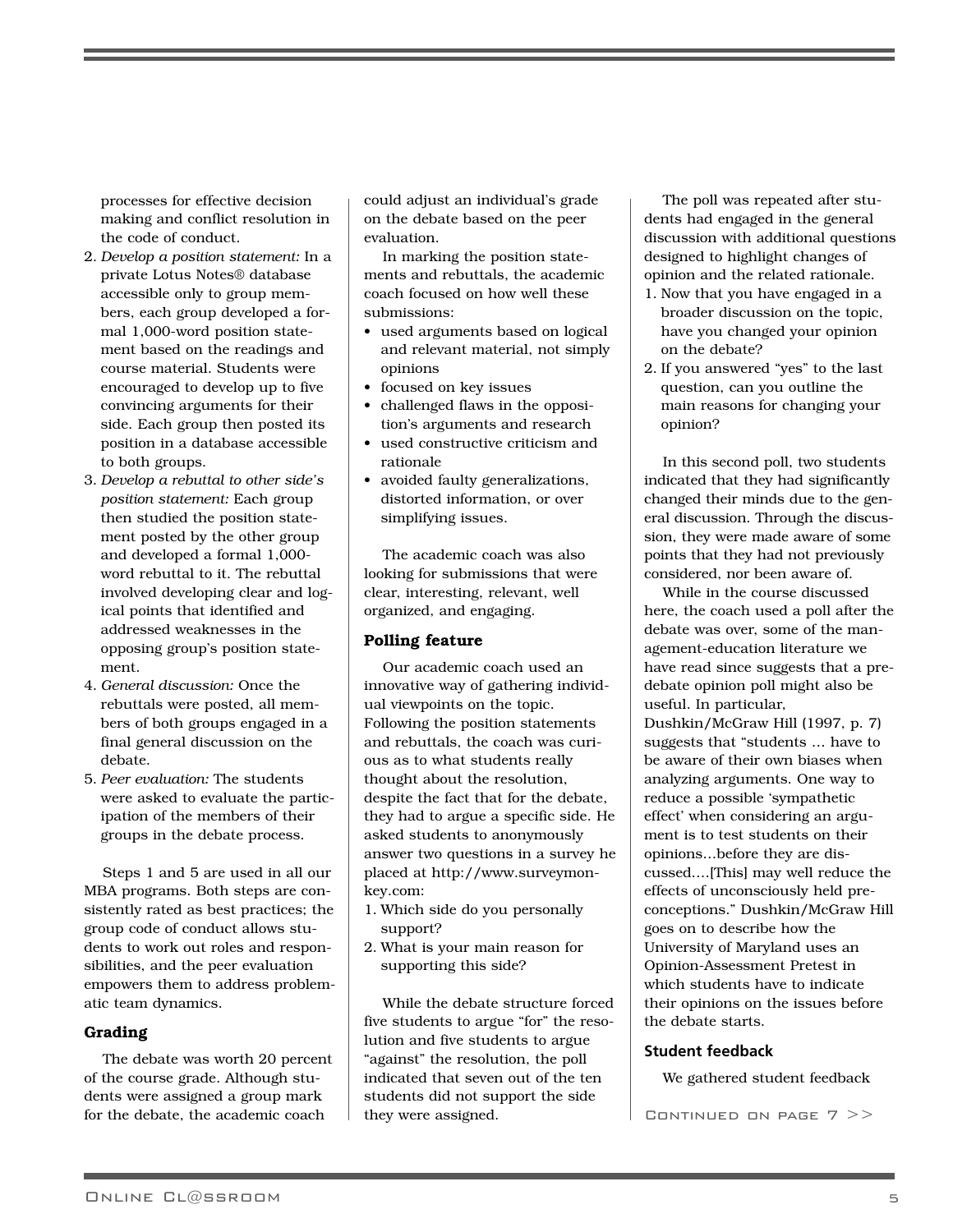processes for effective decision making and conflict resolution in the code of conduct.
2. *Develop a position statement:* In a private Lotus Notes® database accessible only to group members, each group developed a formal 1,000-word position statement based on the readings and course material. Students were encouraged to develop up to five convincing arguments for their side. Each group then posted its position in a database accessible to both groups.
3. *Develop a rebuttal to other side's position statement:* Each group then studied the position statement posted by the other group and developed a formal 1,000-word rebuttal to it. The rebuttal involved developing clear and logical points that identified and addressed weaknesses in the opposing group's position statement.
4. *General discussion:* Once the rebuttals were posted, all members of both groups engaged in a final general discussion on the debate.
5. *Peer evaluation:* The students were asked to evaluate the participation of the members of their groups in the debate process.

Steps 1 and 5 are used in all our MBA programs. Both steps are consistently rated as best practices; the group code of conduct allows students to work out roles and responsibilities, and the peer evaluation empowers them to address problematic team dynamics.

### Grading

The debate was worth 20 percent of the course grade. Although students were assigned a group mark for the debate, the academic coach could adjust an individual's grade on the debate based on the peer evaluation.

In marking the position statements and rebuttals, the academic coach focused on how well these submissions:

- used arguments based on logical and relevant material, not simply opinions
- focused on key issues
- challenged flaws in the opposition's arguments and research
- used constructive criticism and rationale
- avoided faulty generalizations, distorted information, or over simplifying issues.

The academic coach was also looking for submissions that were clear, interesting, relevant, well organized, and engaging.

### Polling feature

Our academic coach used an innovative way of gathering individual viewpoints on the topic. Following the position statements and rebuttals, the coach was curious as to what students really thought about the resolution, despite the fact that for the debate, they had to argue a specific side. He asked students to anonymously answer two questions in a survey he placed at http://www.surveymonkey.com:

1. Which side do you personally support?
2. What is your main reason for supporting this side?

While the debate structure forced five students to argue "for" the resolution and five students to argue "against" the resolution, the poll indicated that seven out of the ten students did not support the side they were assigned.

The poll was repeated after students had engaged in the general discussion with additional questions designed to highlight changes of opinion and the related rationale.

1. Now that you have engaged in a broader discussion on the topic, have you changed your opinion on the debate?
2. If you answered "yes" to the last question, can you outline the main reasons for changing your opinion?

In this second poll, two students indicated that they had significantly changed their minds due to the general discussion. Through the discussion, they were made aware of some points that they had not previously considered, nor been aware of.

While in the course discussed here, the coach used a poll after the debate was over, some of the management-education literature we have read since suggests that a pre-debate opinion poll might also be useful. In particular, Dushkin/McGraw Hill (1997, p. 7) suggests that "students … have to be aware of their own biases when analyzing arguments. One way to reduce a possible 'sympathetic effect' when considering an argument is to test students on their opinions…before they are discussed….[This] may well reduce the effects of unconsciously held preconceptions." Dushkin/McGraw Hill goes on to describe how the University of Maryland uses an Opinion-Assessment Pretest in which students have to indicate their opinions on the issues before the debate starts.

### Student feedback

We gathered student feedback

Continued on page 7 >>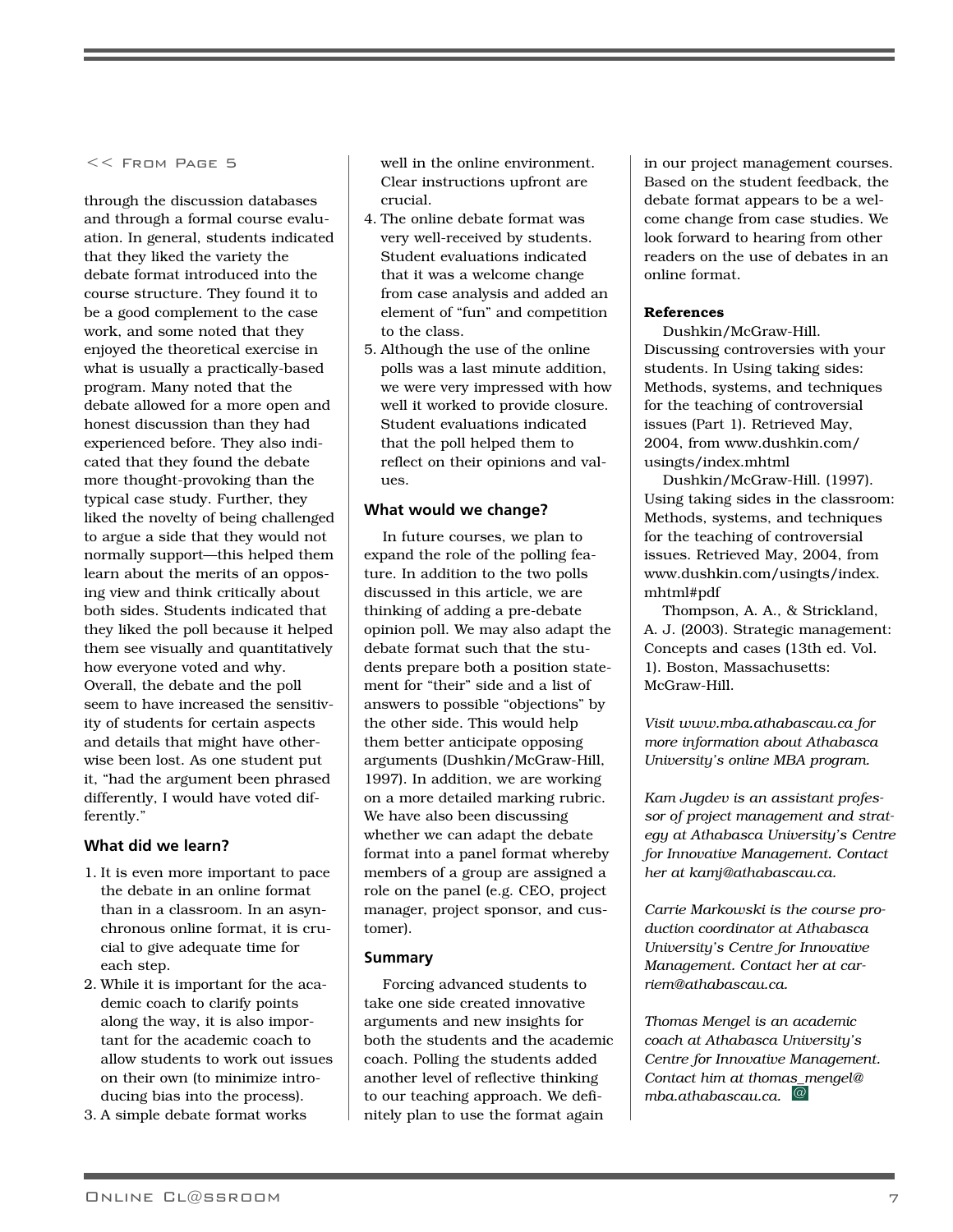<< From Page 5

through the discussion databases and through a formal course evaluation. In general, students indicated that they liked the variety the debate format introduced into the course structure. They found it to be a good complement to the case work, and some noted that they enjoyed the theoretical exercise in what is usually a practically-based program. Many noted that the debate allowed for a more open and honest discussion than they had experienced before. They also indicated that they found the debate more thought-provoking than the typical case study. Further, they liked the novelty of being challenged to argue a side that they would not normally support—this helped them learn about the merits of an opposing view and think critically about both sides. Students indicated that they liked the poll because it helped them see visually and quantitatively how everyone voted and why. Overall, the debate and the poll seem to have increased the sensitivity of students for certain aspects and details that might have otherwise been lost. As one student put it, "had the argument been phrased differently, I would have voted differently."

### What did we learn?

1. It is even more important to pace the debate in an online format than in a classroom. In an asynchronous online format, it is crucial to give adequate time for each step.
2. While it is important for the academic coach to clarify points along the way, it is also important for the academic coach to allow students to work out issues on their own (to minimize introducing bias into the process).
3. A simple debate format works well in the online environment. Clear instructions upfront are crucial.
4. The online debate format was very well-received by students. Student evaluations indicated that it was a welcome change from case analysis and added an element of "fun" and competition to the class.
5. Although the use of the online polls was a last minute addition, we were very impressed with how well it worked to provide closure. Student evaluations indicated that the poll helped them to reflect on their opinions and values.

### What would we change?

In future courses, we plan to expand the role of the polling feature. In addition to the two polls discussed in this article, we are thinking of adding a pre-debate opinion poll. We may also adapt the debate format such that the students prepare both a position statement for "their" side and a list of answers to possible "objections" by the other side. This would help them better anticipate opposing arguments (Dushkin/McGraw-Hill, 1997). In addition, we are working on a more detailed marking rubric. We have also been discussing whether we can adapt the debate format into a panel format whereby members of a group are assigned a role on the panel (e.g. CEO, project manager, project sponsor, and customer).

### Summary

Forcing advanced students to take one side created innovative arguments and new insights for both the students and the academic coach. Polling the students added another level of reflective thinking to our teaching approach. We definitely plan to use the format again in our project management courses. Based on the student feedback, the debate format appears to be a welcome change from case studies. We look forward to hearing from other readers on the use of debates in an online format.

### References

Dushkin/McGraw-Hill. Discussing controversies with your students. In Using taking sides: Methods, systems, and techniques for the teaching of controversial issues (Part 1). Retrieved May, 2004, from www.dushkin.com/usingts/index.mhtml

Dushkin/McGraw-Hill. (1997). Using taking sides in the classroom: Methods, systems, and techniques for the teaching of controversial issues. Retrieved May, 2004, from www.dushkin.com/usingts/index.mhtml#pdf

Thompson, A. A., & Strickland, A. J. (2003). Strategic management: Concepts and cases (13th ed. Vol. 1). Boston, Massachusetts: McGraw-Hill.

*Visit www.mba.athabascau.ca for more information about Athabasca University's online MBA program.*

*Kam Jugdev is an assistant professor of project management and strategy at Athabasca University's Centre for Innovative Management. Contact her at kamj@athabascau.ca.*

*Carrie Markowski is the course production coordinator at Athabasca University's Centre for Innovative Management. Contact her at carriem@athabascau.ca.*

*Thomas Mengel is an academic coach at Athabasca University's Centre for Innovative Management. Contact him at thomas_mengel@mba.athabascau.ca.*